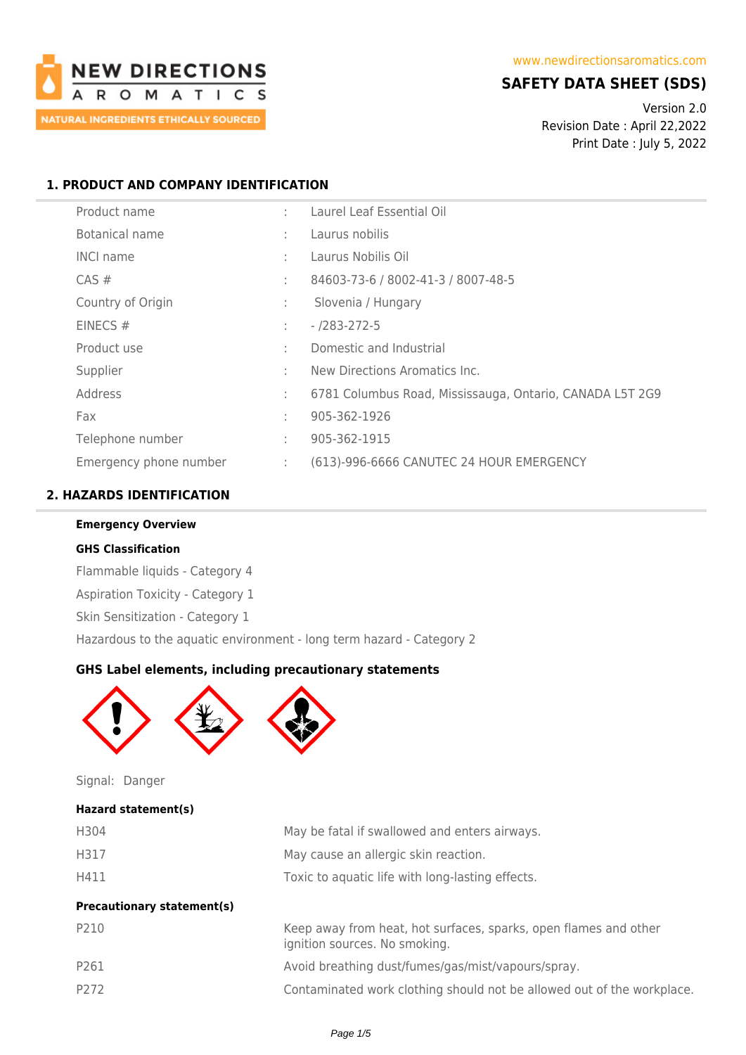NEW DIRECTIONS AROMATICS

NATURAL INGREDIENTS ETHICALLY SOURCED

www.newdirectionsaromatics.com

# SAFETY DATA SHEET (SDS)

Version 2.0
Revision Date : April 22,2022
Print Date : July 5, 2022

## 1. PRODUCT AND COMPANY IDENTIFICATION

| | | |
|---|---|---|
| Product name | : | Laurel Leaf Essential Oil |
| Botanical name | : | Laurus nobilis |
| INCI name | : | Laurus Nobilis Oil |
| CAS # | : | 84603-73-6 / 8002-41-3 / 8007-48-5 |
| Country of Origin | : | Slovenia / Hungary |
| EINECS # | : | - /283-272-5 |
| Product use | : | Domestic and Industrial |
| Supplier | : | New Directions Aromatics Inc. |
| Address | : | 6781 Columbus Road, Mississauga, Ontario, CANADA L5T 2G9 |
| Fax | : | 905-362-1926 |
| Telephone number | : | 905-362-1915 |
| Emergency phone number | : | (613)-996-6666 CANUTEC 24 HOUR EMERGENCY |

## 2. HAZARDS IDENTIFICATION

**Emergency Overview**

**GHS Classification**

Flammable liquids - Category 4

Aspiration Toxicity - Category 1

Skin Sensitization - Category 1

Hazardous to the aquatic environment - long term hazard - Category 2

**GHS Label elements, including precautionary statements**

Signal: Danger

**Hazard statement(s)**

| | |
|---|---|
| H304 | May be fatal if swallowed and enters airways. |
| H317 | May cause an allergic skin reaction. |
| H411 | Toxic to aquatic life with long-lasting effects. |

**Precautionary statement(s)**

| | |
|---|---|
| P210 | Keep away from heat, hot surfaces, sparks, open flames and other ignition sources. No smoking. |
| P261 | Avoid breathing dust/fumes/gas/mist/vapours/spray. |
| P272 | Contaminated work clothing should not be allowed out of the workplace. |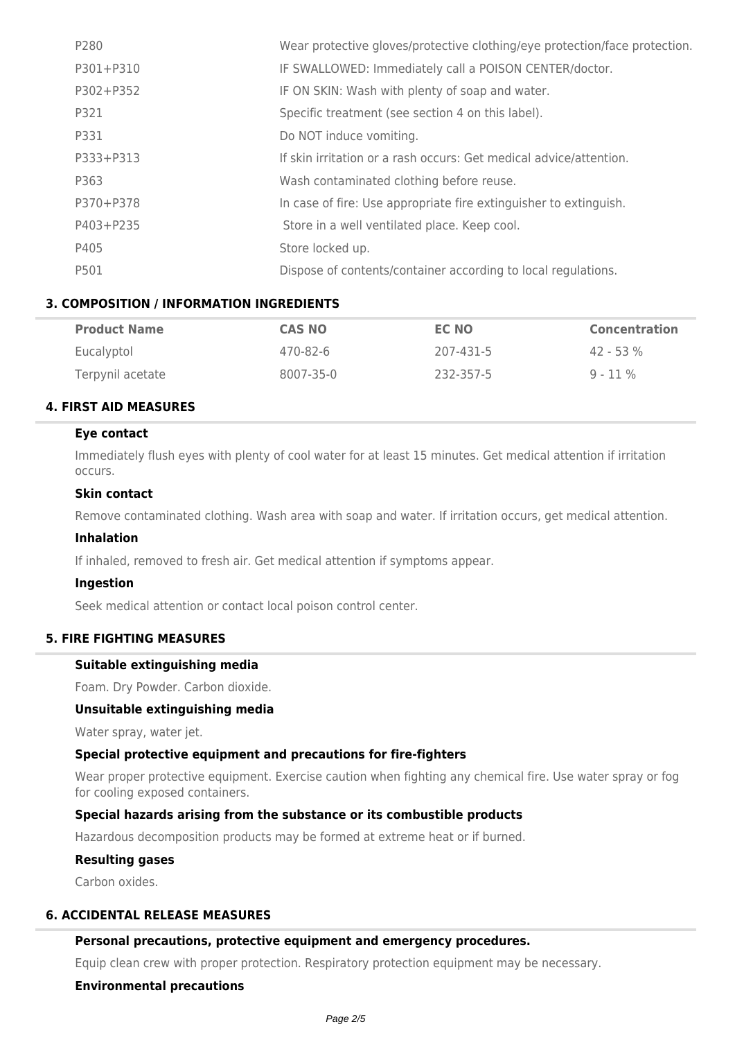| | |
|---|---|
| P280 | Wear protective gloves/protective clothing/eye protection/face protection. |
| P301+P310 | IF SWALLOWED: Immediately call a POISON CENTER/doctor. |
| P302+P352 | IF ON SKIN: Wash with plenty of soap and water. |
| P321 | Specific treatment (see section 4 on this label). |
| P331 | Do NOT induce vomiting. |
| P333+P313 | If skin irritation or a rash occurs: Get medical advice/attention. |
| P363 | Wash contaminated clothing before reuse. |
| P370+P378 | In case of fire: Use appropriate fire extinguisher to extinguish. |
| P403+P235 | Store in a well ventilated place. Keep cool. |
| P405 | Store locked up. |
| P501 | Dispose of contents/container according to local regulations. |

## 3. COMPOSITION / INFORMATION INGREDIENTS

| Product Name | CAS NO | EC NO | Concentration |
|---|---|---|---|
| Eucalyptol | 470-82-6 | 207-431-5 | 42 - 53 % |
| Terpynil acetate | 8007-35-0 | 232-357-5 | 9 - 11 % |

## 4. FIRST AID MEASURES

### Eye contact

Immediately flush eyes with plenty of cool water for at least 15 minutes. Get medical attention if irritation occurs.

### Skin contact

Remove contaminated clothing. Wash area with soap and water. If irritation occurs, get medical attention.

### Inhalation

If inhaled, removed to fresh air. Get medical attention if symptoms appear.

### Ingestion

Seek medical attention or contact local poison control center.

## 5. FIRE FIGHTING MEASURES

### Suitable extinguishing media

Foam. Dry Powder. Carbon dioxide.

### Unsuitable extinguishing media

Water spray, water jet.

### Special protective equipment and precautions for fire-fighters

Wear proper protective equipment. Exercise caution when fighting any chemical fire. Use water spray or fog for cooling exposed containers.

### Special hazards arising from the substance or its combustible products

Hazardous decomposition products may be formed at extreme heat or if burned.

### Resulting gases

Carbon oxides.

## 6. ACCIDENTAL RELEASE MEASURES

### Personal precautions, protective equipment and emergency procedures.

Equip clean crew with proper protection. Respiratory protection equipment may be necessary.

### Environmental precautions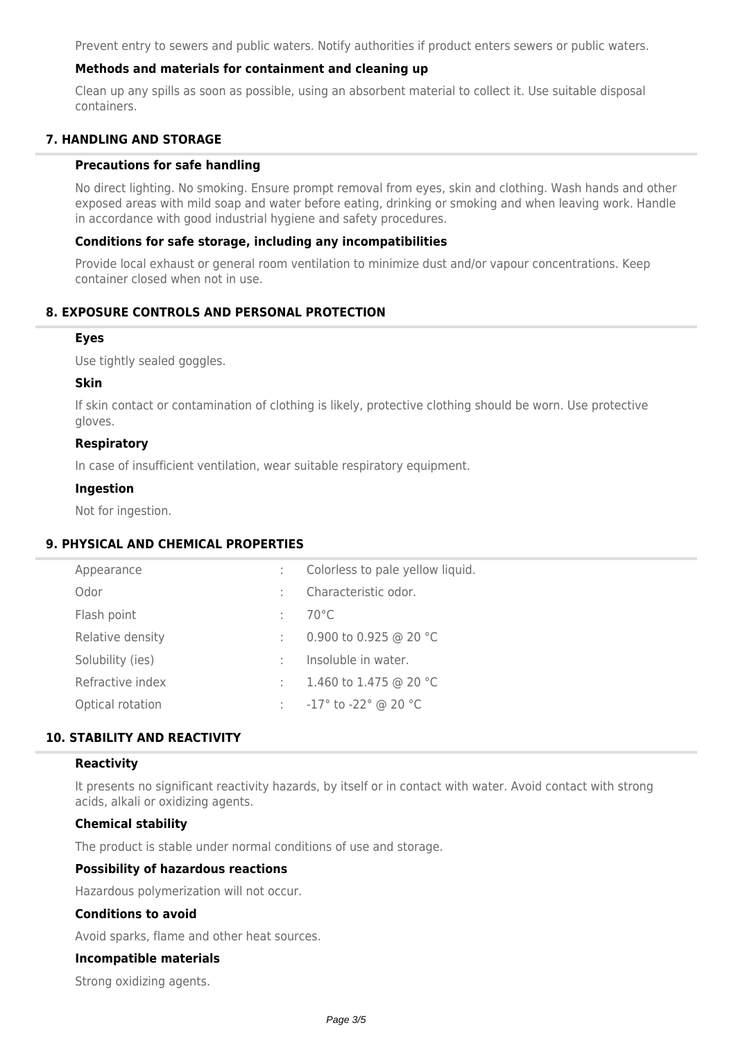Prevent entry to sewers and public waters. Notify authorities if product enters sewers or public waters.

### Methods and materials for containment and cleaning up

Clean up any spills as soon as possible, using an absorbent material to collect it. Use suitable disposal containers.

## 7. HANDLING AND STORAGE

### Precautions for safe handling

No direct lighting. No smoking. Ensure prompt removal from eyes, skin and clothing. Wash hands and other exposed areas with mild soap and water before eating, drinking or smoking and when leaving work. Handle in accordance with good industrial hygiene and safety procedures.

### Conditions for safe storage, including any incompatibilities

Provide local exhaust or general room ventilation to minimize dust and/or vapour concentrations. Keep container closed when not in use.

## 8. EXPOSURE CONTROLS AND PERSONAL PROTECTION

### Eyes

Use tightly sealed goggles.

### Skin

If skin contact or contamination of clothing is likely, protective clothing should be worn. Use protective gloves.

### Respiratory

In case of insufficient ventilation, wear suitable respiratory equipment.

### Ingestion

Not for ingestion.

## 9. PHYSICAL AND CHEMICAL PROPERTIES

| | | |
|---|---|---|
| Appearance | : | Colorless to pale yellow liquid. |
| Odor | : | Characteristic odor. |
| Flash point | : | 70°C |
| Relative density | : | 0.900 to 0.925 @ 20 °C |
| Solubility (ies) | : | Insoluble in water. |
| Refractive index | : | 1.460 to 1.475 @ 20 °C |
| Optical rotation | : | -17° to -22° @ 20 °C |

## 10. STABILITY AND REACTIVITY

### Reactivity

It presents no significant reactivity hazards, by itself or in contact with water. Avoid contact with strong acids, alkali or oxidizing agents.

### Chemical stability

The product is stable under normal conditions of use and storage.

### Possibility of hazardous reactions

Hazardous polymerization will not occur.

### Conditions to avoid

Avoid sparks, flame and other heat sources.

### Incompatible materials

Strong oxidizing agents.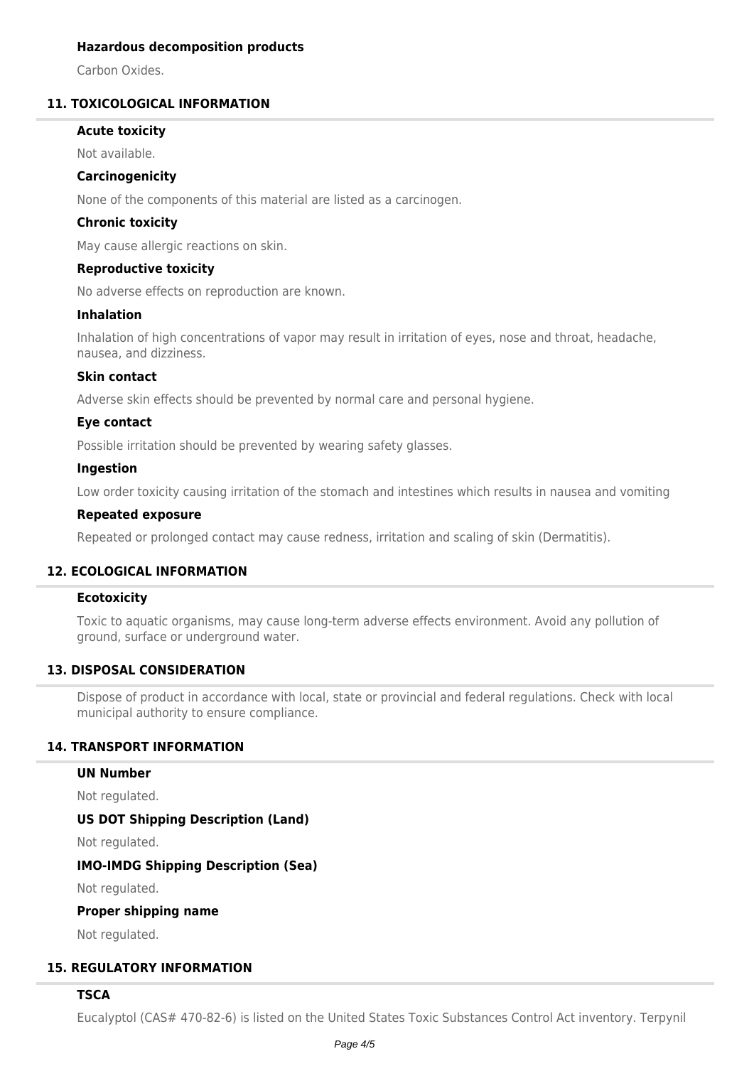### Hazardous decomposition products

Carbon Oxides.

## 11. TOXICOLOGICAL INFORMATION

### Acute toxicity

Not available.

### Carcinogenicity

None of the components of this material are listed as a carcinogen.

### Chronic toxicity

May cause allergic reactions on skin.

### Reproductive toxicity

No adverse effects on reproduction are known.

### Inhalation

Inhalation of high concentrations of vapor may result in irritation of eyes, nose and throat, headache, nausea, and dizziness.

### Skin contact

Adverse skin effects should be prevented by normal care and personal hygiene.

### Eye contact

Possible irritation should be prevented by wearing safety glasses.

### Ingestion

Low order toxicity causing irritation of the stomach and intestines which results in nausea and vomiting

### Repeated exposure

Repeated or prolonged contact may cause redness, irritation and scaling of skin (Dermatitis).

## 12. ECOLOGICAL INFORMATION

### Ecotoxicity

Toxic to aquatic organisms, may cause long-term adverse effects environment. Avoid any pollution of ground, surface or underground water.

## 13. DISPOSAL CONSIDERATION

Dispose of product in accordance with local, state or provincial and federal regulations. Check with local municipal authority to ensure compliance.

## 14. TRANSPORT INFORMATION

### UN Number

Not regulated.

### US DOT Shipping Description (Land)

Not regulated.

### IMO-IMDG Shipping Description (Sea)

Not regulated.

### Proper shipping name

Not regulated.

## 15. REGULATORY INFORMATION

### TSCA

Eucalyptol (CAS# 470-82-6) is listed on the United States Toxic Substances Control Act inventory. Terpynil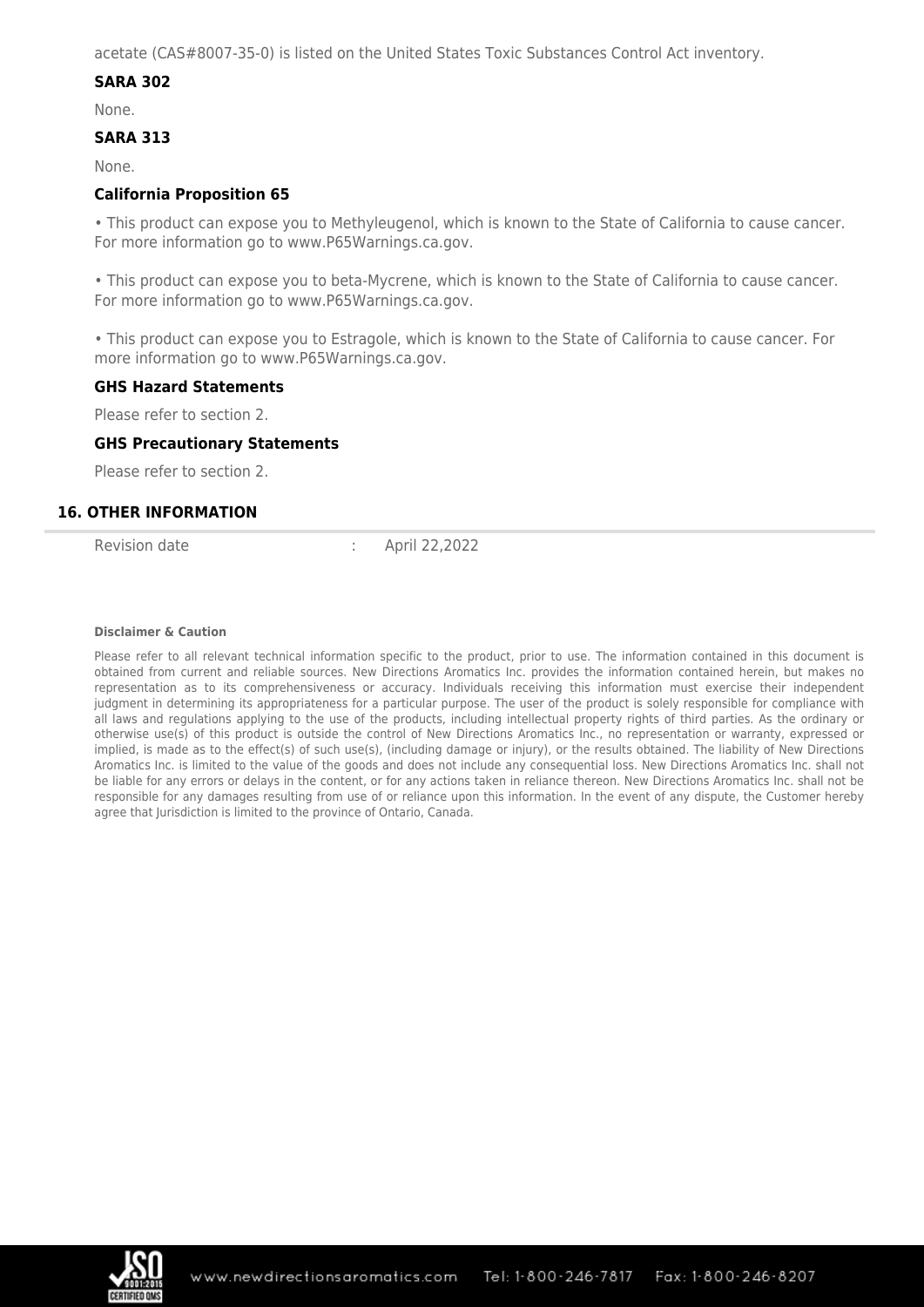acetate (CAS#8007-35-0) is listed on the United States Toxic Substances Control Act inventory.

### SARA 302

None.

### SARA 313

None.

### California Proposition 65

• This product can expose you to Methyleugenol, which is known to the State of California to cause cancer. For more information go to www.P65Warnings.ca.gov.

• This product can expose you to beta-Mycrene, which is known to the State of California to cause cancer. For more information go to www.P65Warnings.ca.gov.

• This product can expose you to Estragole, which is known to the State of California to cause cancer. For more information go to www.P65Warnings.ca.gov.

### GHS Hazard Statements

Please refer to section 2.

### GHS Precautionary Statements

Please refer to section 2.

## 16. OTHER INFORMATION

| | | |
|---|---|---|
| Revision date | : | April 22,2022 |

**Disclaimer & Caution**

Please refer to all relevant technical information specific to the product, prior to use. The information contained in this document is obtained from current and reliable sources. New Directions Aromatics Inc. provides the information contained herein, but makes no representation as to its comprehensiveness or accuracy. Individuals receiving this information must exercise their independent judgment in determining its appropriateness for a particular purpose. The user of the product is solely responsible for compliance with all laws and regulations applying to the use of the products, including intellectual property rights of third parties. As the ordinary or otherwise use(s) of this product is outside the control of New Directions Aromatics Inc., no representation or warranty, expressed or implied, is made as to the effect(s) of such use(s), (including damage or injury), or the results obtained. The liability of New Directions Aromatics Inc. is limited to the value of the goods and does not include any consequential loss. New Directions Aromatics Inc. shall not be liable for any errors or delays in the content, or for any actions taken in reliance thereon. New Directions Aromatics Inc. shall not be responsible for any damages resulting from use of or reliance upon this information. In the event of any dispute, the Customer hereby agree that Jurisdiction is limited to the province of Ontario, Canada.